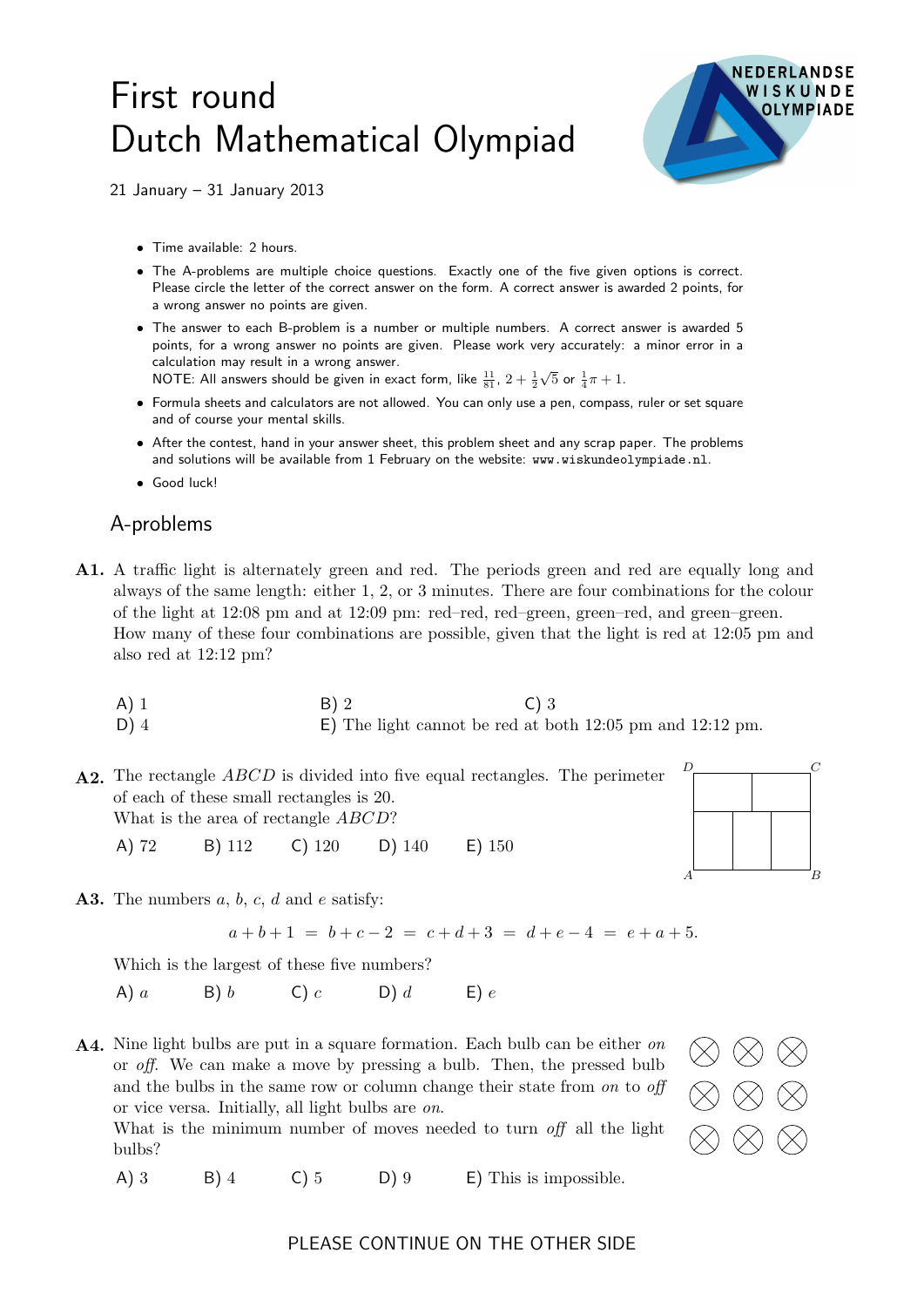# First round Dutch Mathematical Olympiad

21 January – 31 January 2013

- Time available: 2 hours.
- The A-problems are multiple choice questions. Exactly one of the five given options is correct. Please circle the letter of the correct answer on the form. A correct answer is awarded 2 points, for a wrong answer no points are given.
- The answer to each B-problem is a number or multiple numbers. A correct answer is awarded 5 points, for a wrong answer no points are given. Please work very accurately: a minor error in a calculation may result in a wrong answer.
  NOTE: All answers should be given in exact form, like $\frac{11}{81}$, $2 + \frac{1}{2}\sqrt{5}$ or $\frac{1}{4}\pi + 1$.
- Formula sheets and calculators are not allowed. You can only use a pen, compass, ruler or set square and of course your mental skills.
- After the contest, hand in your answer sheet, this problem sheet and any scrap paper. The problems and solutions will be available from 1 February on the website: www.wiskundeolympiade.nl.
- Good luck!

## A-problems

**A1.** A traffic light is alternately green and red. The periods green and red are equally long and always of the same length: either 1, 2, or 3 minutes. There are four combinations for the colour of the light at 12:08 pm and at 12:09 pm: red–red, red–green, green–red, and green–green. How many of these four combinations are possible, given that the light is red at 12:05 pm and also red at 12:12 pm?

A) 1  B) 2  C) 3
D) 4  E) The light cannot be red at both 12:05 pm and 12:12 pm.

**A2.** The rectangle $ABCD$ is divided into five equal rectangles. The perimeter of each of these small rectangles is 20.
What is the area of rectangle $ABCD$?

A) 72  B) 112  C) 120  D) 140  E) 150

**A3.** The numbers $a$, $b$, $c$, $d$ and $e$ satisfy:

$$a + b + 1 = b + c - 2 = c + d + 3 = d + e - 4 = e + a + 5.$$

Which is the largest of these five numbers?

A) $a$  B) $b$  C) $c$  D) $d$  E) $e$

**A4.** Nine light bulbs are put in a square formation. Each bulb can be either *on* or *off*. We can make a move by pressing a bulb. Then, the pressed bulb and the bulbs in the same row or column change their state from *on* to *off* or vice versa. Initially, all light bulbs are *on*.
What is the minimum number of moves needed to turn *off* all the light bulbs?

A) 3  B) 4  C) 5  D) 9  E) This is impossible.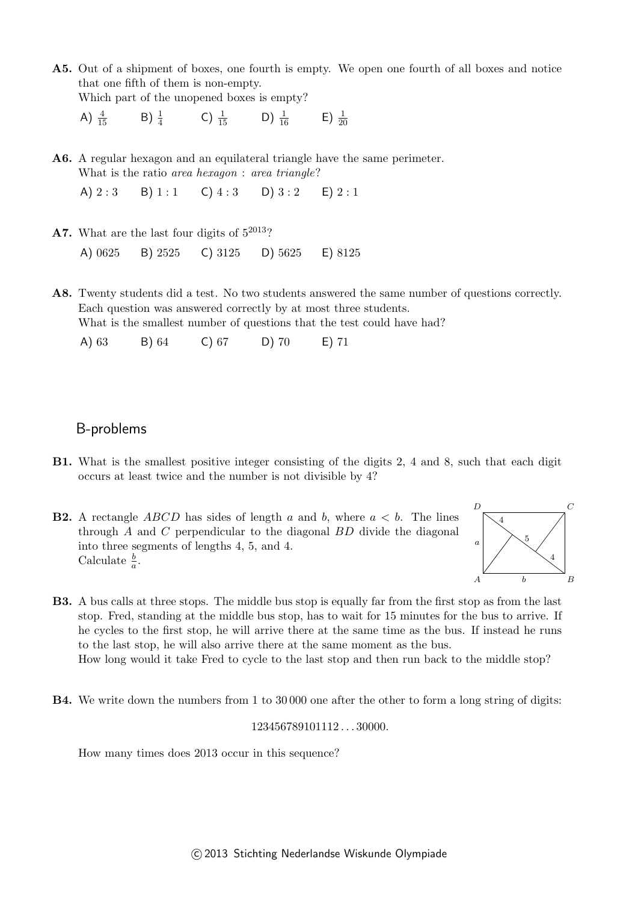**A5.** Out of a shipment of boxes, one fourth is empty. We open one fourth of all boxes and notice that one fifth of them is non-empty.
Which part of the unopened boxes is empty?

A) $\frac{4}{15}$  B) $\frac{1}{4}$  C) $\frac{1}{15}$  D) $\frac{1}{16}$  E) $\frac{1}{20}$

**A6.** A regular hexagon and an equilateral triangle have the same perimeter.
What is the ratio *area hexagon* : *area triangle*?

A) $2:3$  B) $1:1$  C) $4:3$  D) $3:2$  E) $2:1$

**A7.** What are the last four digits of $5^{2013}$?

A) 0625  B) 2525  C) 3125  D) 5625  E) 8125

**A8.** Twenty students did a test. No two students answered the same number of questions correctly. Each question was answered correctly by at most three students.
What is the smallest number of questions that the test could have had?

A) 63  B) 64  C) 67  D) 70  E) 71

## B-problems

**B1.** What is the smallest positive integer consisting of the digits 2, 4 and 8, such that each digit occurs at least twice and the number is not divisible by 4?

**B2.** A rectangle $ABCD$ has sides of length $a$ and $b$, where $a < b$. The lines through $A$ and $C$ perpendicular to the diagonal $BD$ divide the diagonal into three segments of lengths 4, 5, and 4.
Calculate $\frac{b}{a}$.

D C
4
5
a
4
A b B

**B3.** A bus calls at three stops. The middle bus stop is equally far from the first stop as from the last stop. Fred, standing at the middle bus stop, has to wait for 15 minutes for the bus to arrive. If he cycles to the first stop, he will arrive there at the same time as the bus. If instead he runs to the last stop, he will also arrive there at the same moment as the bus.
How long would it take Fred to cycle to the last stop and then run back to the middle stop?

**B4.** We write down the numbers from 1 to 30 000 one after the other to form a long string of digits:

$$123456789101112\ldots30000.$$

How many times does 2013 occur in this sequence?